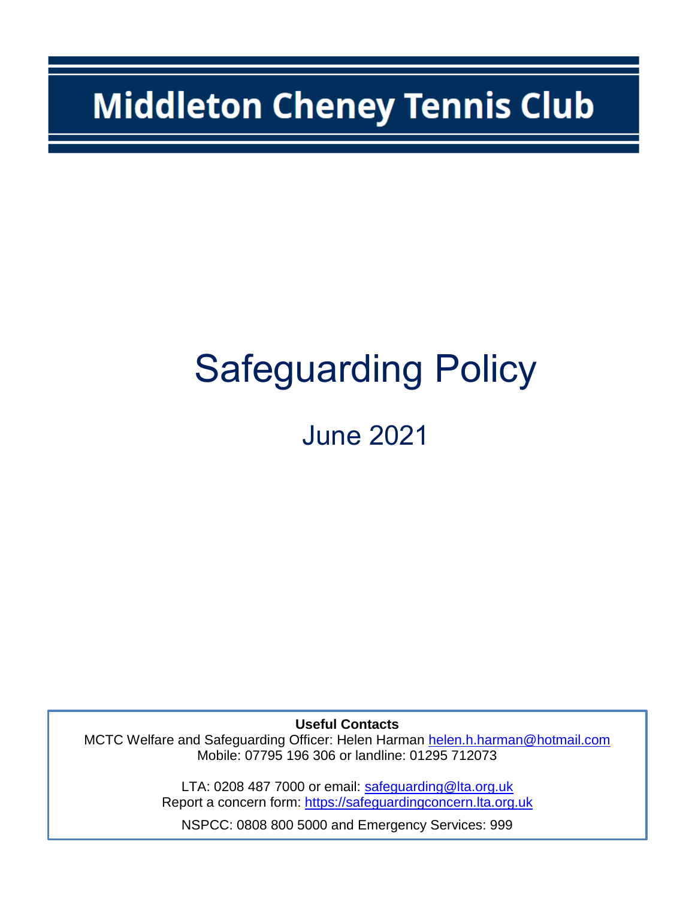# Middleton Cheney Tennis Club

# Safeguarding Policy

## June 2021

**Useful Contacts**

MCTC Welfare and Safeguarding Officer: Helen Harman helen.h.harman@hotmail.com
Mobile: 07795 196 306 or landline: 01295 712073

LTA: 0208 487 7000 or email: safeguarding@lta.org.uk
Report a concern form: https://safeguardingconcern.lta.org.uk

NSPCC: 0808 800 5000 and Emergency Services: 999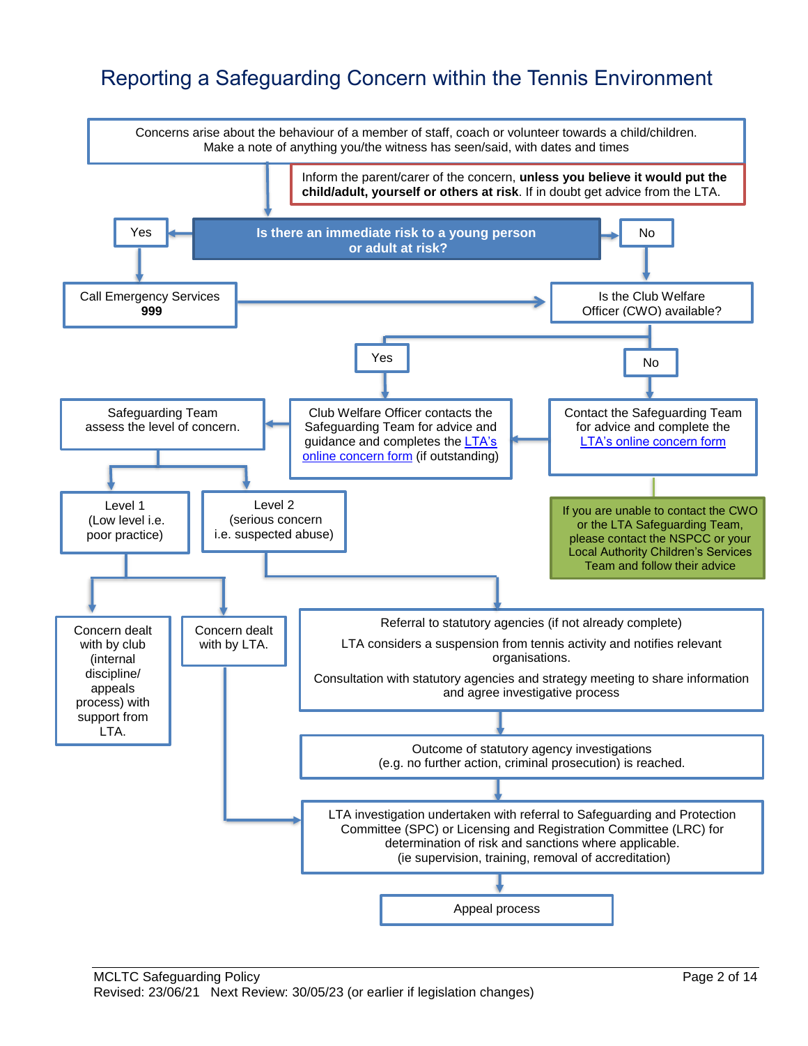# Reporting a Safeguarding Concern within the Tennis Environment

Concerns arise about the behaviour of a member of staff, coach or volunteer towards a child/children.
Make a note of anything you/the witness has seen/said, with dates and times

Inform the parent/carer of the concern, **unless you believe it would put the child/adult, yourself or others at risk**. If in doubt get advice from the LTA.

**Is there an immediate risk to a young person or adult at risk?**

- **Yes** → Call Emergency Services **999** → Is the Club Welfare Officer (CWO) available?
- **No** → Is the Club Welfare Officer (CWO) available?

**Is the Club Welfare Officer (CWO) available?**

- **Yes** → Club Welfare Officer contacts the Safeguarding Team for advice and guidance and completes the LTA's online concern form (if outstanding)
- **No** → Contact the Safeguarding Team for advice and complete the LTA's online concern form → Club Welfare Officer contacts the Safeguarding Team for advice and guidance and completes the LTA's online concern form (if outstanding)

If you are unable to contact the CWO or the LTA Safeguarding Team, please contact the NSPCC or your Local Authority Children's Services Team and follow their advice

Safeguarding Team assess the level of concern.

- **Level 1** (Low level i.e. poor practice)
  - Concern dealt with by club (internal discipline/ appeals process) with support from LTA.
  - Concern dealt with by LTA. → LTA investigation undertaken (see below)
- **Level 2** (serious concern i.e. suspected abuse)
  - Referral to statutory agencies (if not already complete)
    LTA considers a suspension from tennis activity and notifies relevant organisations.
    Consultation with statutory agencies and strategy meeting to share information and agree investigative process
  - → Outcome of statutory agency investigations (e.g. no further action, criminal prosecution) is reached.
  - → LTA investigation undertaken with referral to Safeguarding and Protection Committee (SPC) or Licensing and Registration Committee (LRC) for determination of risk and sanctions where applicable. (ie supervision, training, removal of accreditation)
  - → Appeal process

MCLTC Safeguarding Policy
Revised: 23/06/21 Next Review: 30/05/23 (or earlier if legislation changes)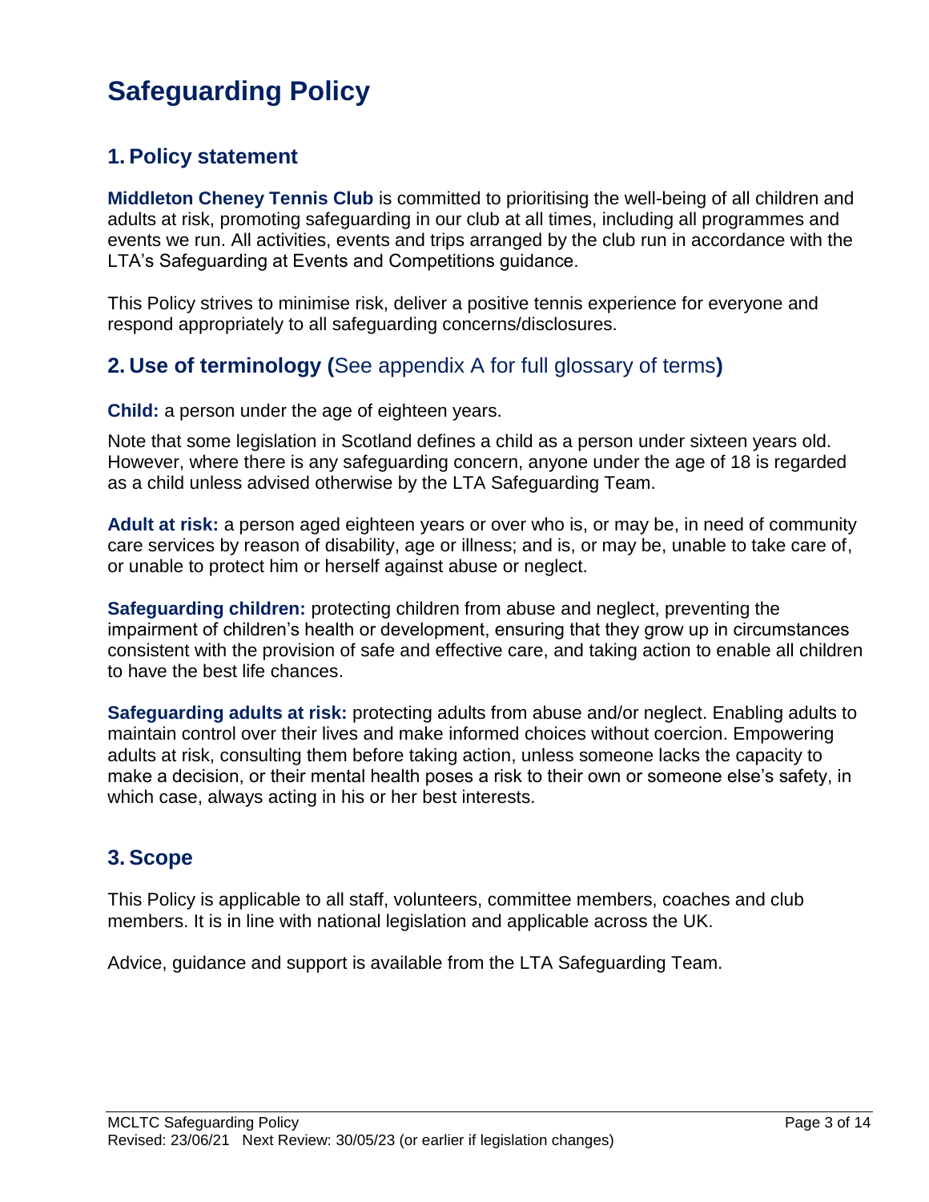# Safeguarding Policy

## 1. Policy statement

**Middleton Cheney Tennis Club** is committed to prioritising the well-being of all children and adults at risk, promoting safeguarding in our club at all times, including all programmes and events we run. All activities, events and trips arranged by the club run in accordance with the LTA's Safeguarding at Events and Competitions guidance.

This Policy strives to minimise risk, deliver a positive tennis experience for everyone and respond appropriately to all safeguarding concerns/disclosures.

## 2. Use of terminology (See appendix A for full glossary of terms)

**Child:** a person under the age of eighteen years.

Note that some legislation in Scotland defines a child as a person under sixteen years old. However, where there is any safeguarding concern, anyone under the age of 18 is regarded as a child unless advised otherwise by the LTA Safeguarding Team.

**Adult at risk:** a person aged eighteen years or over who is, or may be, in need of community care services by reason of disability, age or illness; and is, or may be, unable to take care of, or unable to protect him or herself against abuse or neglect.

**Safeguarding children:** protecting children from abuse and neglect, preventing the impairment of children's health or development, ensuring that they grow up in circumstances consistent with the provision of safe and effective care, and taking action to enable all children to have the best life chances.

**Safeguarding adults at risk:** protecting adults from abuse and/or neglect. Enabling adults to maintain control over their lives and make informed choices without coercion. Empowering adults at risk, consulting them before taking action, unless someone lacks the capacity to make a decision, or their mental health poses a risk to their own or someone else's safety, in which case, always acting in his or her best interests.

## 3. Scope

This Policy is applicable to all staff, volunteers, committee members, coaches and club members. It is in line with national legislation and applicable across the UK.

Advice, guidance and support is available from the LTA Safeguarding Team.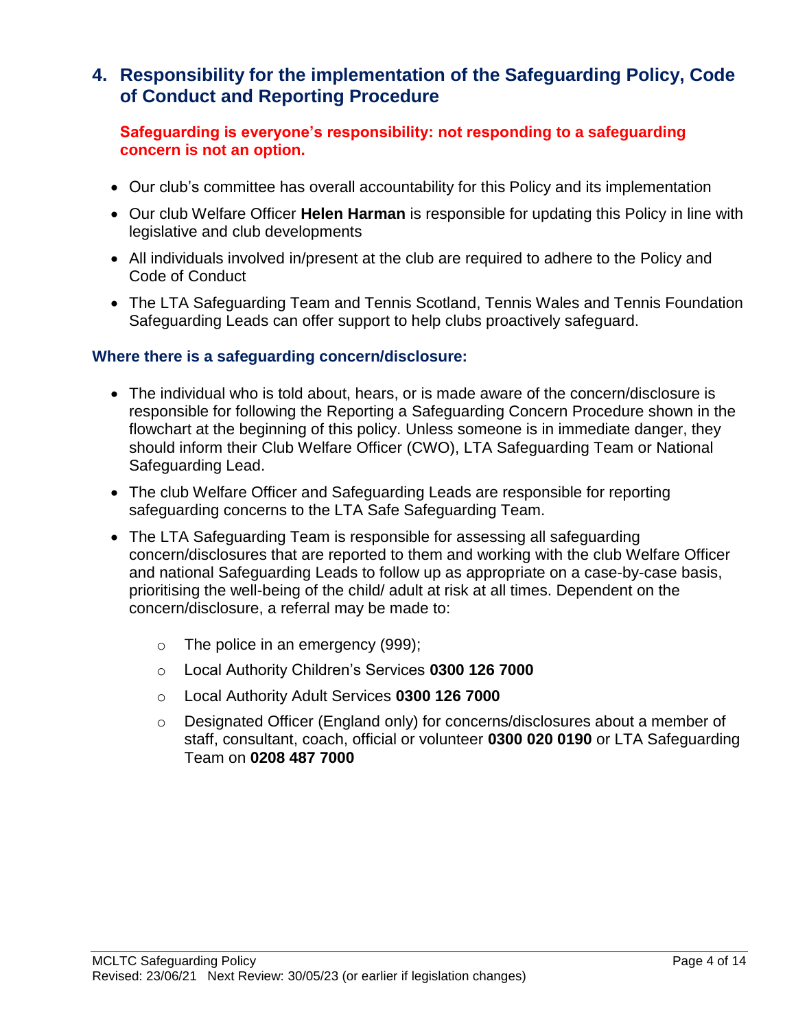## 4. Responsibility for the implementation of the Safeguarding Policy, Code of Conduct and Reporting Procedure

**Safeguarding is everyone's responsibility: not responding to a safeguarding concern is not an option.**

- Our club's committee has overall accountability for this Policy and its implementation
- Our club Welfare Officer **Helen Harman** is responsible for updating this Policy in line with legislative and club developments
- All individuals involved in/present at the club are required to adhere to the Policy and Code of Conduct
- The LTA Safeguarding Team and Tennis Scotland, Tennis Wales and Tennis Foundation Safeguarding Leads can offer support to help clubs proactively safeguard.

### Where there is a safeguarding concern/disclosure:

- The individual who is told about, hears, or is made aware of the concern/disclosure is responsible for following the Reporting a Safeguarding Concern Procedure shown in the flowchart at the beginning of this policy. Unless someone is in immediate danger, they should inform their Club Welfare Officer (CWO), LTA Safeguarding Team or National Safeguarding Lead.
- The club Welfare Officer and Safeguarding Leads are responsible for reporting safeguarding concerns to the LTA Safe Safeguarding Team.
- The LTA Safeguarding Team is responsible for assessing all safeguarding concern/disclosures that are reported to them and working with the club Welfare Officer and national Safeguarding Leads to follow up as appropriate on a case-by-case basis, prioritising the well-being of the child/ adult at risk at all times. Dependent on the concern/disclosure, a referral may be made to:
  - The police in an emergency (999);
  - Local Authority Children's Services **0300 126 7000**
  - Local Authority Adult Services **0300 126 7000**
  - Designated Officer (England only) for concerns/disclosures about a member of staff, consultant, coach, official or volunteer **0300 020 0190** or LTA Safeguarding Team on **0208 487 7000**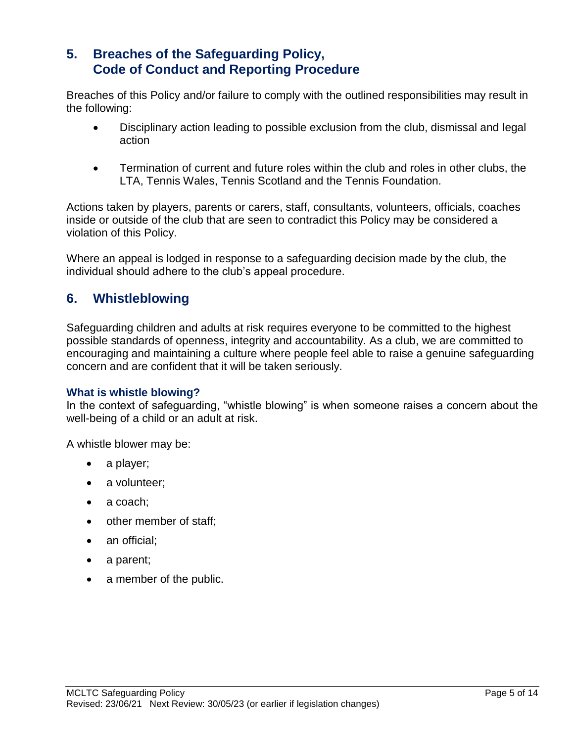## 5. Breaches of the Safeguarding Policy, Code of Conduct and Reporting Procedure

Breaches of this Policy and/or failure to comply with the outlined responsibilities may result in the following:

- Disciplinary action leading to possible exclusion from the club, dismissal and legal action
- Termination of current and future roles within the club and roles in other clubs, the LTA, Tennis Wales, Tennis Scotland and the Tennis Foundation.

Actions taken by players, parents or carers, staff, consultants, volunteers, officials, coaches inside or outside of the club that are seen to contradict this Policy may be considered a violation of this Policy.

Where an appeal is lodged in response to a safeguarding decision made by the club, the individual should adhere to the club's appeal procedure.

## 6. Whistleblowing

Safeguarding children and adults at risk requires everyone to be committed to the highest possible standards of openness, integrity and accountability. As a club, we are committed to encouraging and maintaining a culture where people feel able to raise a genuine safeguarding concern and are confident that it will be taken seriously.

### What is whistle blowing?

In the context of safeguarding, "whistle blowing" is when someone raises a concern about the well-being of a child or an adult at risk.

A whistle blower may be:

- a player;
- a volunteer;
- a coach;
- other member of staff;
- an official;
- a parent;
- a member of the public.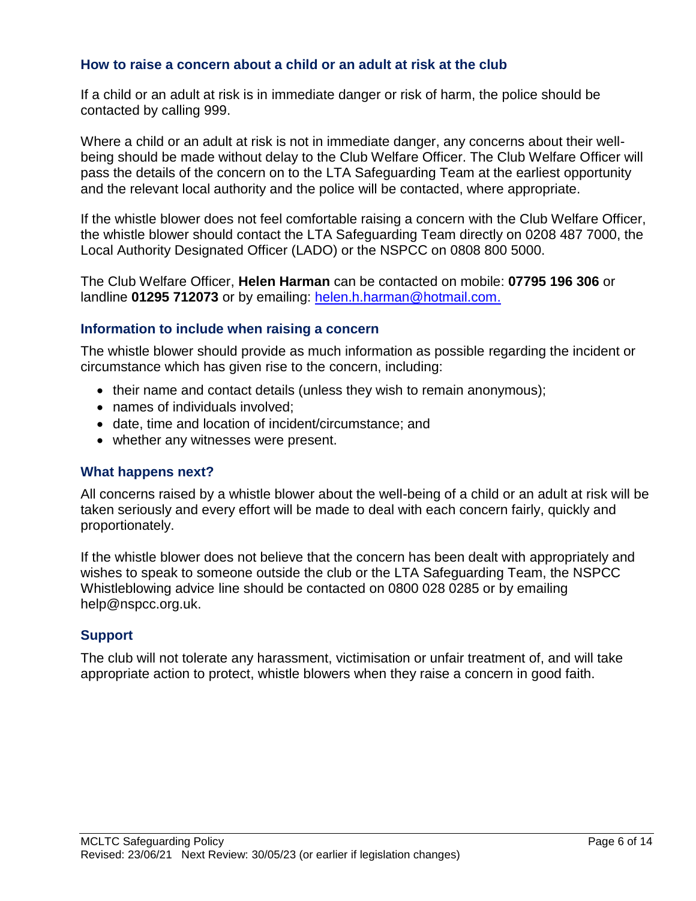## How to raise a concern about a child or an adult at risk at the club

If a child or an adult at risk is in immediate danger or risk of harm, the police should be contacted by calling 999.

Where a child or an adult at risk is not in immediate danger, any concerns about their well-being should be made without delay to the Club Welfare Officer. The Club Welfare Officer will pass the details of the concern on to the LTA Safeguarding Team at the earliest opportunity and the relevant local authority and the police will be contacted, where appropriate.

If the whistle blower does not feel comfortable raising a concern with the Club Welfare Officer, the whistle blower should contact the LTA Safeguarding Team directly on 0208 487 7000, the Local Authority Designated Officer (LADO) or the NSPCC on 0808 800 5000.

The Club Welfare Officer, **Helen Harman** can be contacted on mobile: **07795 196 306** or landline **01295 712073** or by emailing: helen.h.harman@hotmail.com.

### Information to include when raising a concern

The whistle blower should provide as much information as possible regarding the incident or circumstance which has given rise to the concern, including:

- their name and contact details (unless they wish to remain anonymous);
- names of individuals involved;
- date, time and location of incident/circumstance; and
- whether any witnesses were present.

### What happens next?

All concerns raised by a whistle blower about the well-being of a child or an adult at risk will be taken seriously and every effort will be made to deal with each concern fairly, quickly and proportionately.

If the whistle blower does not believe that the concern has been dealt with appropriately and wishes to speak to someone outside the club or the LTA Safeguarding Team, the NSPCC Whistleblowing advice line should be contacted on 0800 028 0285 or by emailing help@nspcc.org.uk.

### Support

The club will not tolerate any harassment, victimisation or unfair treatment of, and will take appropriate action to protect, whistle blowers when they raise a concern in good faith.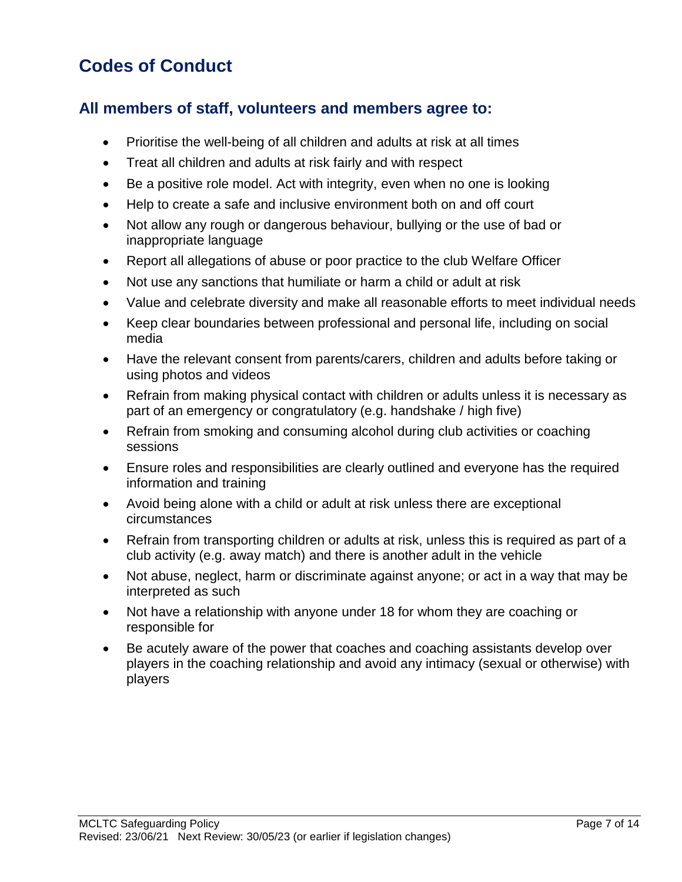# Codes of Conduct

## All members of staff, volunteers and members agree to:

- Prioritise the well-being of all children and adults at risk at all times
- Treat all children and adults at risk fairly and with respect
- Be a positive role model. Act with integrity, even when no one is looking
- Help to create a safe and inclusive environment both on and off court
- Not allow any rough or dangerous behaviour, bullying or the use of bad or inappropriate language
- Report all allegations of abuse or poor practice to the club Welfare Officer
- Not use any sanctions that humiliate or harm a child or adult at risk
- Value and celebrate diversity and make all reasonable efforts to meet individual needs
- Keep clear boundaries between professional and personal life, including on social media
- Have the relevant consent from parents/carers, children and adults before taking or using photos and videos
- Refrain from making physical contact with children or adults unless it is necessary as part of an emergency or congratulatory (e.g. handshake / high five)
- Refrain from smoking and consuming alcohol during club activities or coaching sessions
- Ensure roles and responsibilities are clearly outlined and everyone has the required information and training
- Avoid being alone with a child or adult at risk unless there are exceptional circumstances
- Refrain from transporting children or adults at risk, unless this is required as part of a club activity (e.g. away match) and there is another adult in the vehicle
- Not abuse, neglect, harm or discriminate against anyone; or act in a way that may be interpreted as such
- Not have a relationship with anyone under 18 for whom they are coaching or responsible for
- Be acutely aware of the power that coaches and coaching assistants develop over players in the coaching relationship and avoid any intimacy (sexual or otherwise) with players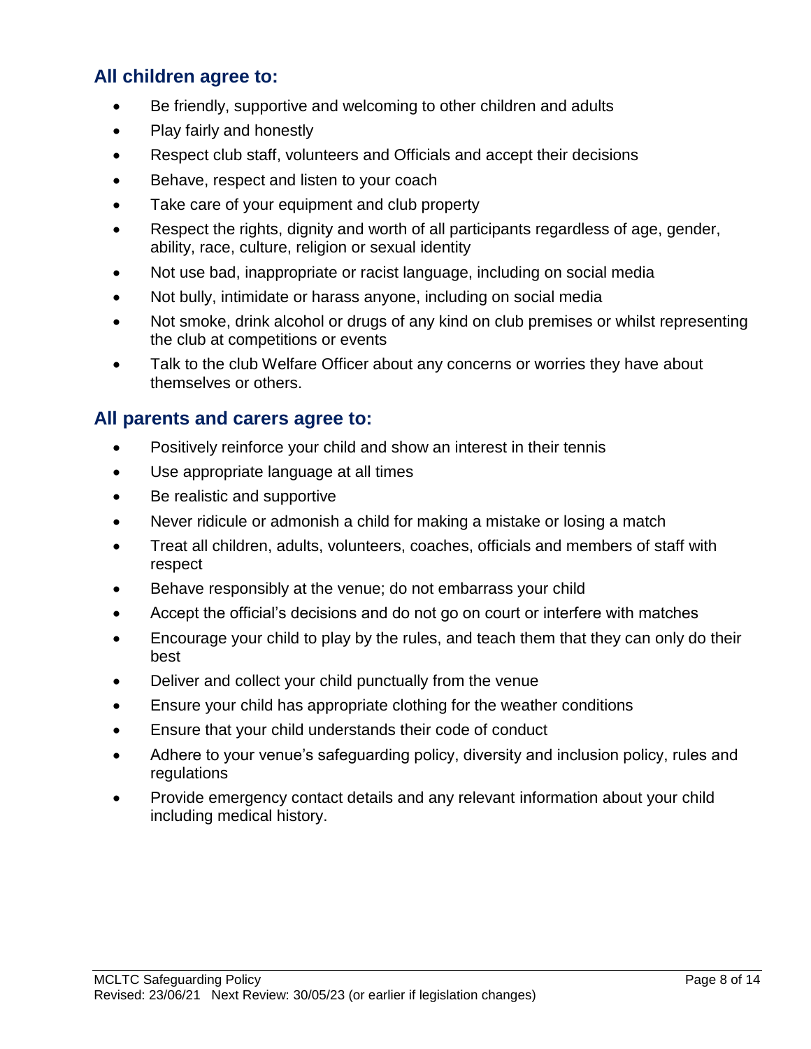## All children agree to:

- Be friendly, supportive and welcoming to other children and adults
- Play fairly and honestly
- Respect club staff, volunteers and Officials and accept their decisions
- Behave, respect and listen to your coach
- Take care of your equipment and club property
- Respect the rights, dignity and worth of all participants regardless of age, gender, ability, race, culture, religion or sexual identity
- Not use bad, inappropriate or racist language, including on social media
- Not bully, intimidate or harass anyone, including on social media
- Not smoke, drink alcohol or drugs of any kind on club premises or whilst representing the club at competitions or events
- Talk to the club Welfare Officer about any concerns or worries they have about themselves or others.

## All parents and carers agree to:

- Positively reinforce your child and show an interest in their tennis
- Use appropriate language at all times
- Be realistic and supportive
- Never ridicule or admonish a child for making a mistake or losing a match
- Treat all children, adults, volunteers, coaches, officials and members of staff with respect
- Behave responsibly at the venue; do not embarrass your child
- Accept the official's decisions and do not go on court or interfere with matches
- Encourage your child to play by the rules, and teach them that they can only do their best
- Deliver and collect your child punctually from the venue
- Ensure your child has appropriate clothing for the weather conditions
- Ensure that your child understands their code of conduct
- Adhere to your venue's safeguarding policy, diversity and inclusion policy, rules and regulations
- Provide emergency contact details and any relevant information about your child including medical history.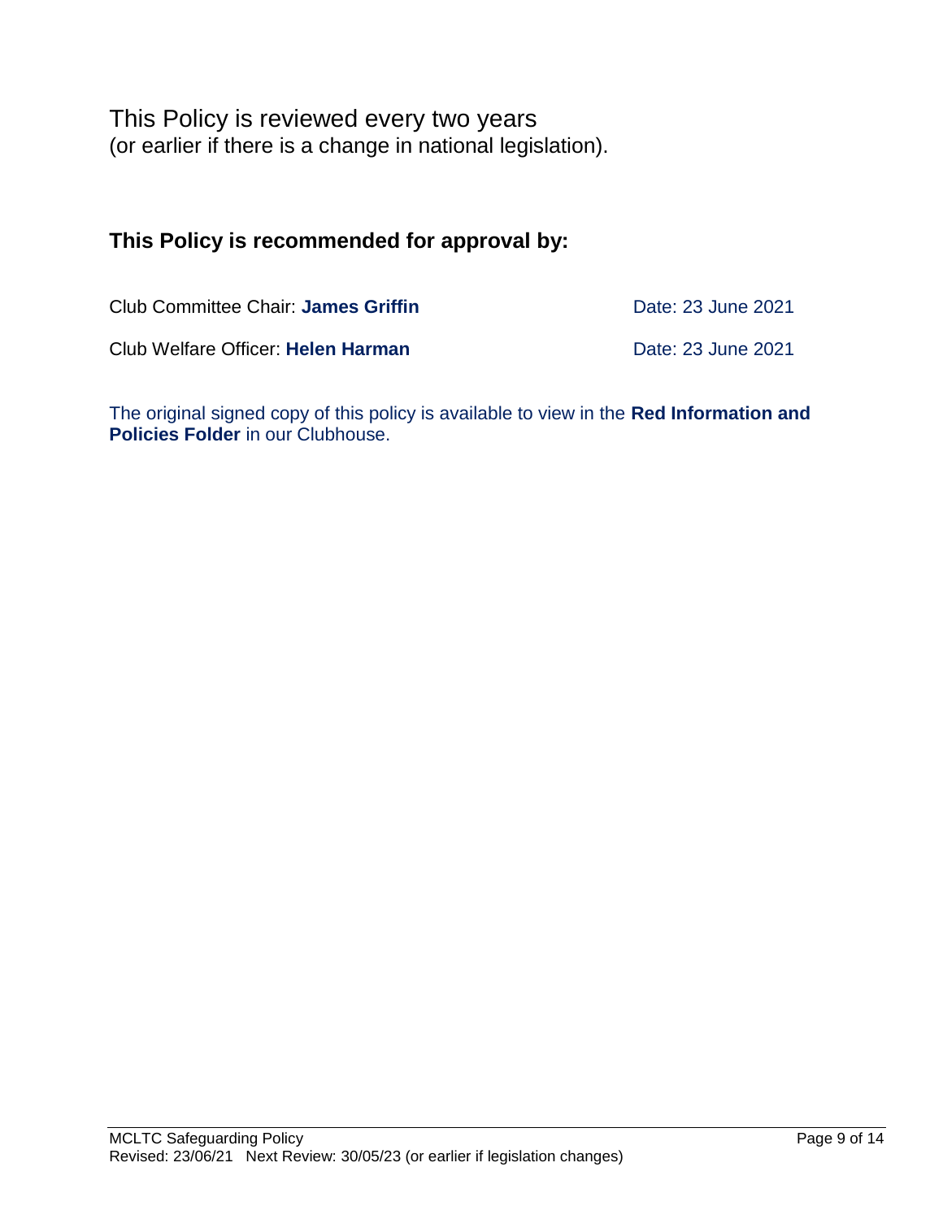This Policy is reviewed every two years
(or earlier if there is a change in national legislation).

### This Policy is recommended for approval by:

| | |
|---|---|
| Club Committee Chair: **James Griffin** | Date: 23 June 2021 |
| Club Welfare Officer: **Helen Harman** | Date: 23 June 2021 |

The original signed copy of this policy is available to view in the **Red Information and Policies Folder** in our Clubhouse.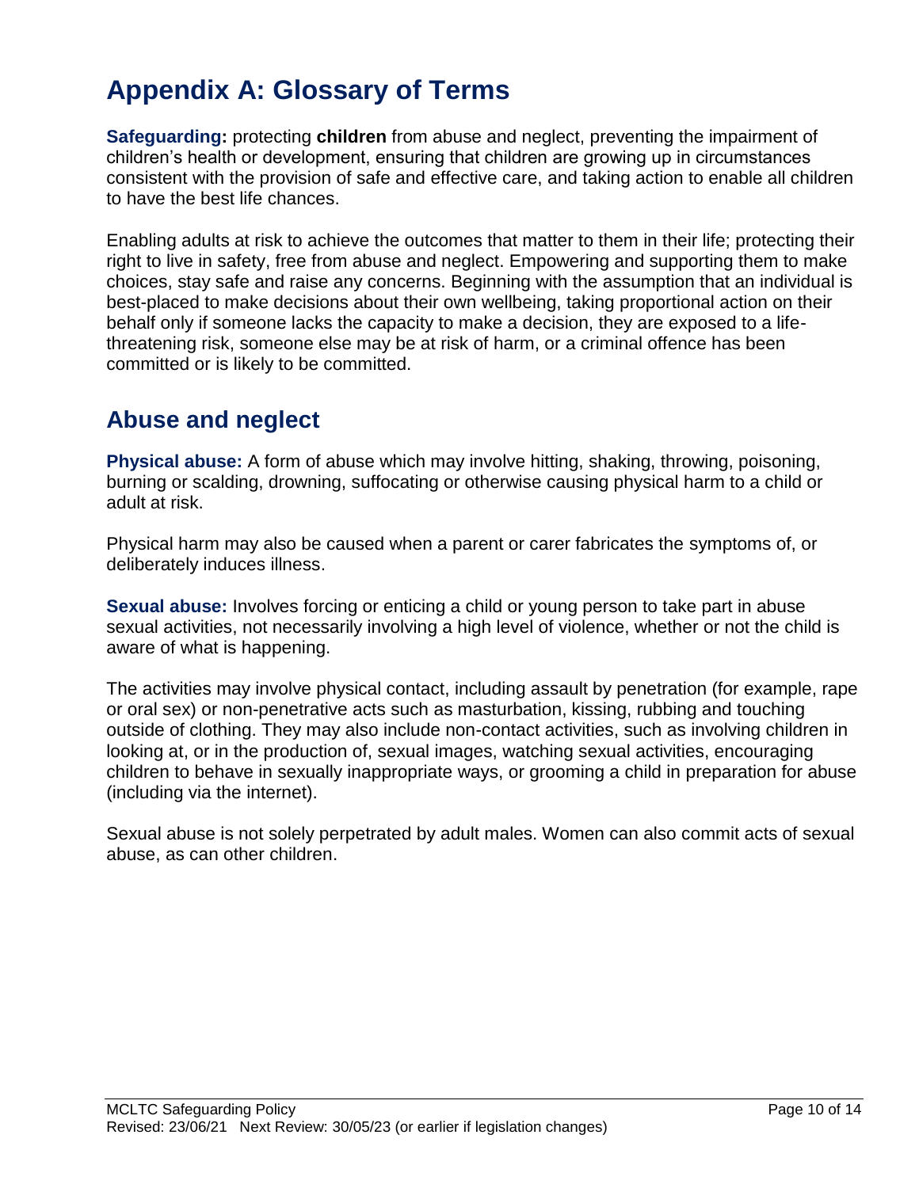# Appendix A: Glossary of Terms

**Safeguarding:** protecting **children** from abuse and neglect, preventing the impairment of children's health or development, ensuring that children are growing up in circumstances consistent with the provision of safe and effective care, and taking action to enable all children to have the best life chances.

Enabling adults at risk to achieve the outcomes that matter to them in their life; protecting their right to live in safety, free from abuse and neglect. Empowering and supporting them to make choices, stay safe and raise any concerns. Beginning with the assumption that an individual is best-placed to make decisions about their own wellbeing, taking proportional action on their behalf only if someone lacks the capacity to make a decision, they are exposed to a life-threatening risk, someone else may be at risk of harm, or a criminal offence has been committed or is likely to be committed.

## Abuse and neglect

**Physical abuse:** A form of abuse which may involve hitting, shaking, throwing, poisoning, burning or scalding, drowning, suffocating or otherwise causing physical harm to a child or adult at risk.

Physical harm may also be caused when a parent or carer fabricates the symptoms of, or deliberately induces illness.

**Sexual abuse:** Involves forcing or enticing a child or young person to take part in abuse sexual activities, not necessarily involving a high level of violence, whether or not the child is aware of what is happening.

The activities may involve physical contact, including assault by penetration (for example, rape or oral sex) or non-penetrative acts such as masturbation, kissing, rubbing and touching outside of clothing. They may also include non-contact activities, such as involving children in looking at, or in the production of, sexual images, watching sexual activities, encouraging children to behave in sexually inappropriate ways, or grooming a child in preparation for abuse (including via the internet).

Sexual abuse is not solely perpetrated by adult males. Women can also commit acts of sexual abuse, as can other children.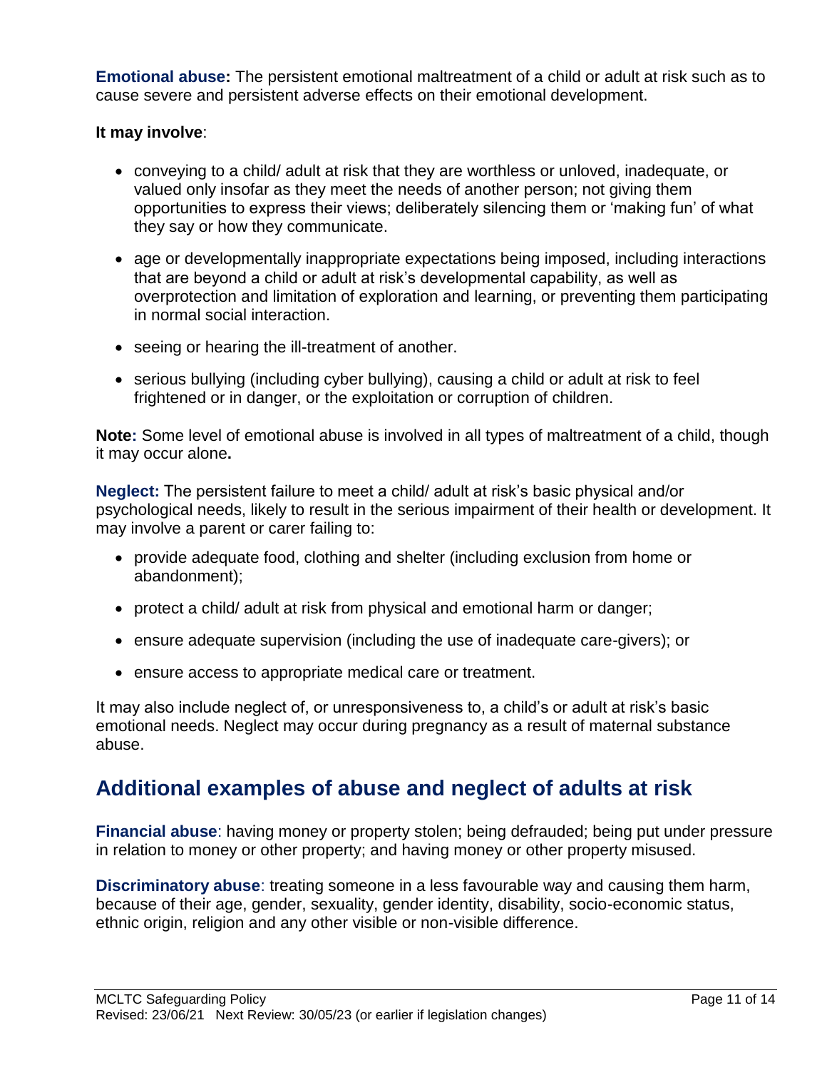**Emotional abuse:** The persistent emotional maltreatment of a child or adult at risk such as to cause severe and persistent adverse effects on their emotional development.

**It may involve**:

- conveying to a child/ adult at risk that they are worthless or unloved, inadequate, or valued only insofar as they meet the needs of another person; not giving them opportunities to express their views; deliberately silencing them or 'making fun' of what they say or how they communicate.
- age or developmentally inappropriate expectations being imposed, including interactions that are beyond a child or adult at risk's developmental capability, as well as overprotection and limitation of exploration and learning, or preventing them participating in normal social interaction.
- seeing or hearing the ill-treatment of another.
- serious bullying (including cyber bullying), causing a child or adult at risk to feel frightened or in danger, or the exploitation or corruption of children.

**Note:** Some level of emotional abuse is involved in all types of maltreatment of a child, though it may occur alone**.**

**Neglect:** The persistent failure to meet a child/ adult at risk's basic physical and/or psychological needs, likely to result in the serious impairment of their health or development. It may involve a parent or carer failing to:

- provide adequate food, clothing and shelter (including exclusion from home or abandonment);
- protect a child/ adult at risk from physical and emotional harm or danger;
- ensure adequate supervision (including the use of inadequate care-givers); or
- ensure access to appropriate medical care or treatment.

It may also include neglect of, or unresponsiveness to, a child's or adult at risk's basic emotional needs. Neglect may occur during pregnancy as a result of maternal substance abuse.

## Additional examples of abuse and neglect of adults at risk

**Financial abuse**: having money or property stolen; being defrauded; being put under pressure in relation to money or other property; and having money or other property misused.

**Discriminatory abuse**: treating someone in a less favourable way and causing them harm, because of their age, gender, sexuality, gender identity, disability, socio-economic status, ethnic origin, religion and any other visible or non-visible difference.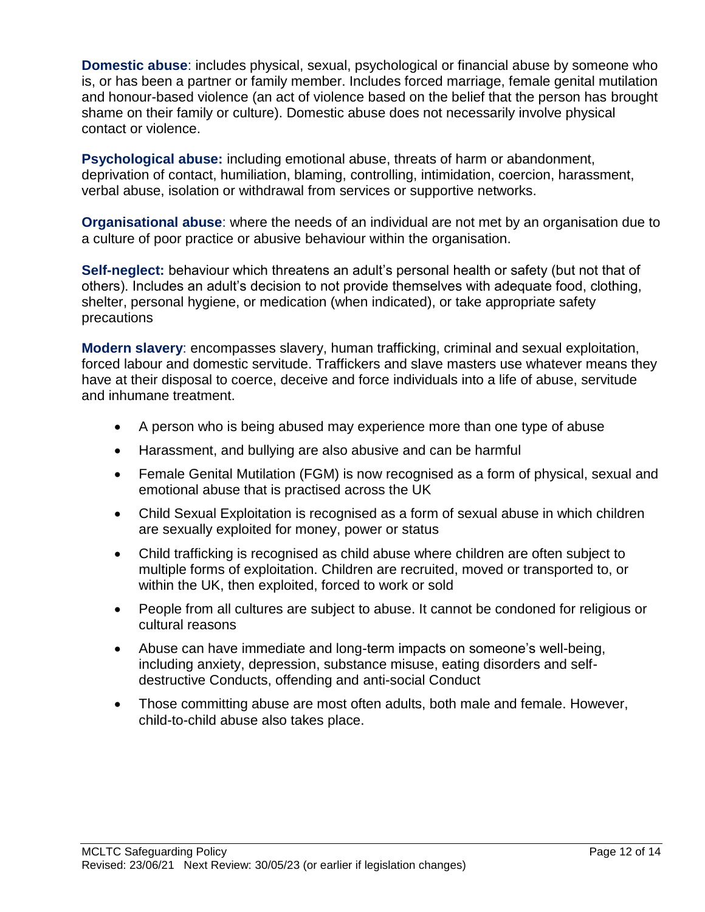**Domestic abuse**: includes physical, sexual, psychological or financial abuse by someone who is, or has been a partner or family member. Includes forced marriage, female genital mutilation and honour-based violence (an act of violence based on the belief that the person has brought shame on their family or culture). Domestic abuse does not necessarily involve physical contact or violence.

**Psychological abuse:** including emotional abuse, threats of harm or abandonment, deprivation of contact, humiliation, blaming, controlling, intimidation, coercion, harassment, verbal abuse, isolation or withdrawal from services or supportive networks.

**Organisational abuse**: where the needs of an individual are not met by an organisation due to a culture of poor practice or abusive behaviour within the organisation.

**Self-neglect:** behaviour which threatens an adult's personal health or safety (but not that of others). Includes an adult's decision to not provide themselves with adequate food, clothing, shelter, personal hygiene, or medication (when indicated), or take appropriate safety precautions

**Modern slavery**: encompasses slavery, human trafficking, criminal and sexual exploitation, forced labour and domestic servitude. Traffickers and slave masters use whatever means they have at their disposal to coerce, deceive and force individuals into a life of abuse, servitude and inhumane treatment.

- A person who is being abused may experience more than one type of abuse
- Harassment, and bullying are also abusive and can be harmful
- Female Genital Mutilation (FGM) is now recognised as a form of physical, sexual and emotional abuse that is practised across the UK
- Child Sexual Exploitation is recognised as a form of sexual abuse in which children are sexually exploited for money, power or status
- Child trafficking is recognised as child abuse where children are often subject to multiple forms of exploitation. Children are recruited, moved or transported to, or within the UK, then exploited, forced to work or sold
- People from all cultures are subject to abuse. It cannot be condoned for religious or cultural reasons
- Abuse can have immediate and long-term impacts on someone's well-being, including anxiety, depression, substance misuse, eating disorders and self-destructive Conducts, offending and anti-social Conduct
- Those committing abuse are most often adults, both male and female. However, child-to-child abuse also takes place.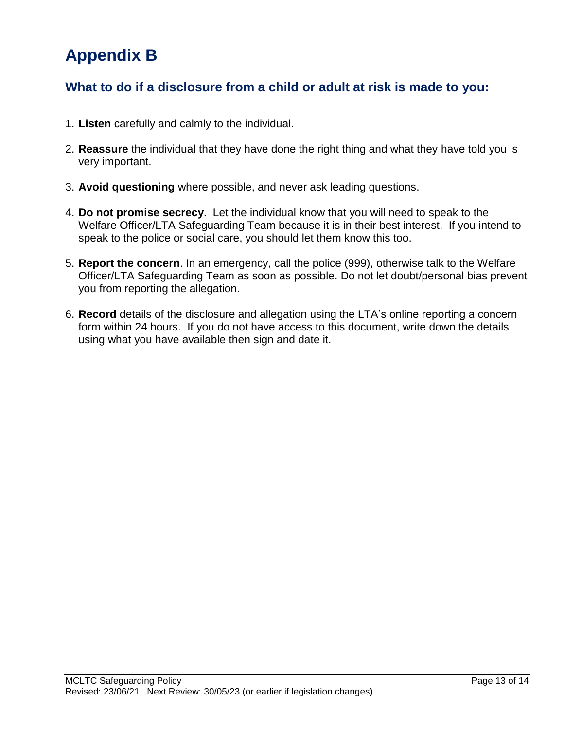# Appendix B

## What to do if a disclosure from a child or adult at risk is made to you:

1. **Listen** carefully and calmly to the individual.

2. **Reassure** the individual that they have done the right thing and what they have told you is very important.

3. **Avoid questioning** where possible, and never ask leading questions.

4. **Do not promise secrecy**. Let the individual know that you will need to speak to the Welfare Officer/LTA Safeguarding Team because it is in their best interest. If you intend to speak to the police or social care, you should let them know this too.

5. **Report the concern**. In an emergency, call the police (999), otherwise talk to the Welfare Officer/LTA Safeguarding Team as soon as possible. Do not let doubt/personal bias prevent you from reporting the allegation.

6. **Record** details of the disclosure and allegation using the LTA's online reporting a concern form within 24 hours. If you do not have access to this document, write down the details using what you have available then sign and date it.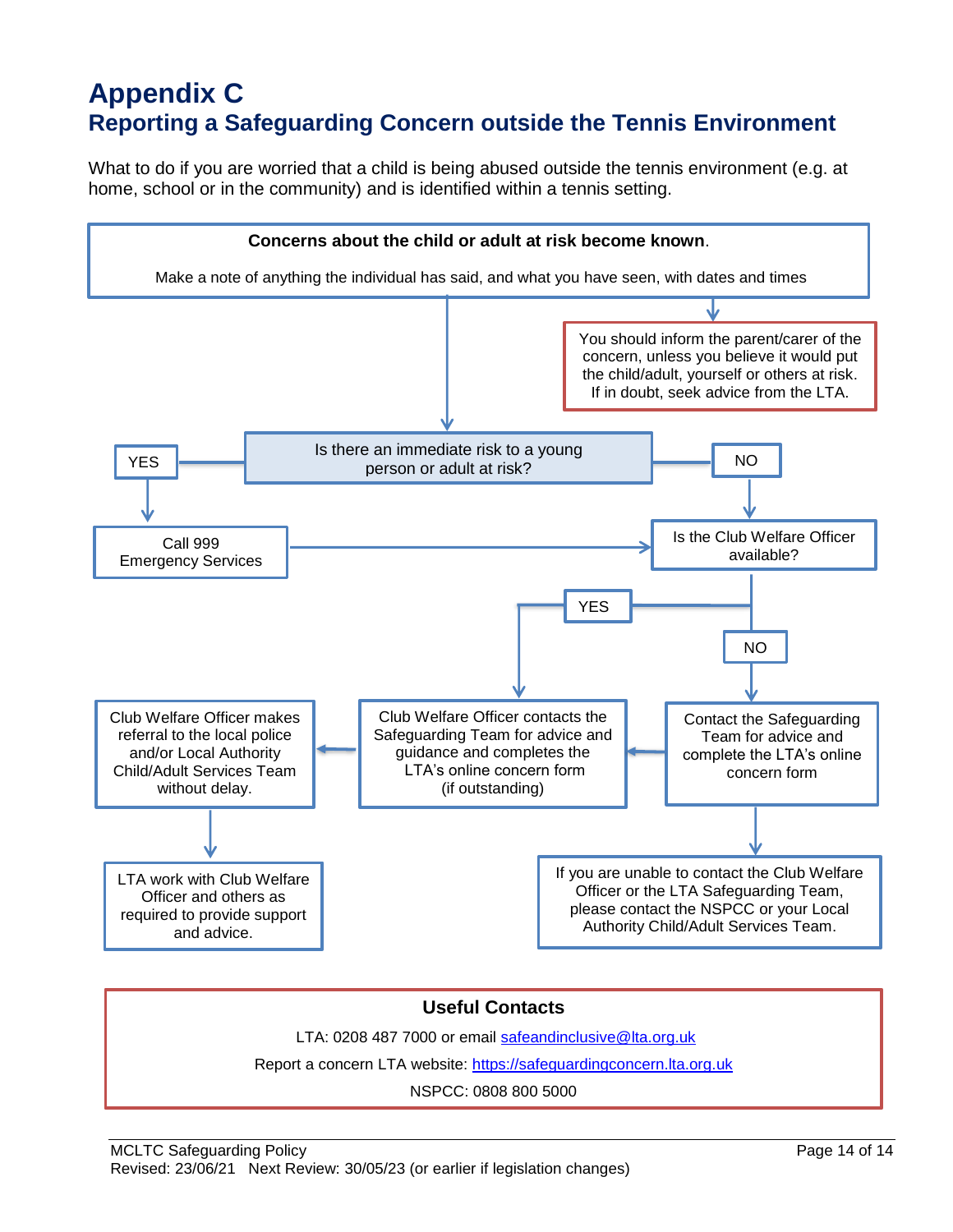# Appendix C

## Reporting a Safeguarding Concern outside the Tennis Environment

What to do if you are worried that a child is being abused outside the tennis environment (e.g. at home, school or in the community) and is identified within a tennis setting.

**Concerns about the child or adult at risk become known**.

Make a note of anything the individual has said, and what you have seen, with dates and times

You should inform the parent/carer of the concern, unless you believe it would put the child/adult, yourself or others at risk. If in doubt, seek advice from the LTA.

Is there an immediate risk to a young person or adult at risk?

YES

Call 999 Emergency Services

NO

Is the Club Welfare Officer available?

YES

NO

Club Welfare Officer makes referral to the local police and/or Local Authority Child/Adult Services Team without delay.

Club Welfare Officer contacts the Safeguarding Team for advice and guidance and completes the LTA's online concern form (if outstanding)

Contact the Safeguarding Team for advice and complete the LTA's online concern form

LTA work with Club Welfare Officer and others as required to provide support and advice.

If you are unable to contact the Club Welfare Officer or the LTA Safeguarding Team, please contact the NSPCC or your Local Authority Child/Adult Services Team.

**Useful Contacts**

LTA: 0208 487 7000 or email safeandinclusive@lta.org.uk

Report a concern LTA website: https://safeguardingconcern.lta.org.uk

NSPCC: 0808 800 5000

MCLTC Safeguarding Policy
Revised: 23/06/21 Next Review: 30/05/23 (or earlier if legislation changes)